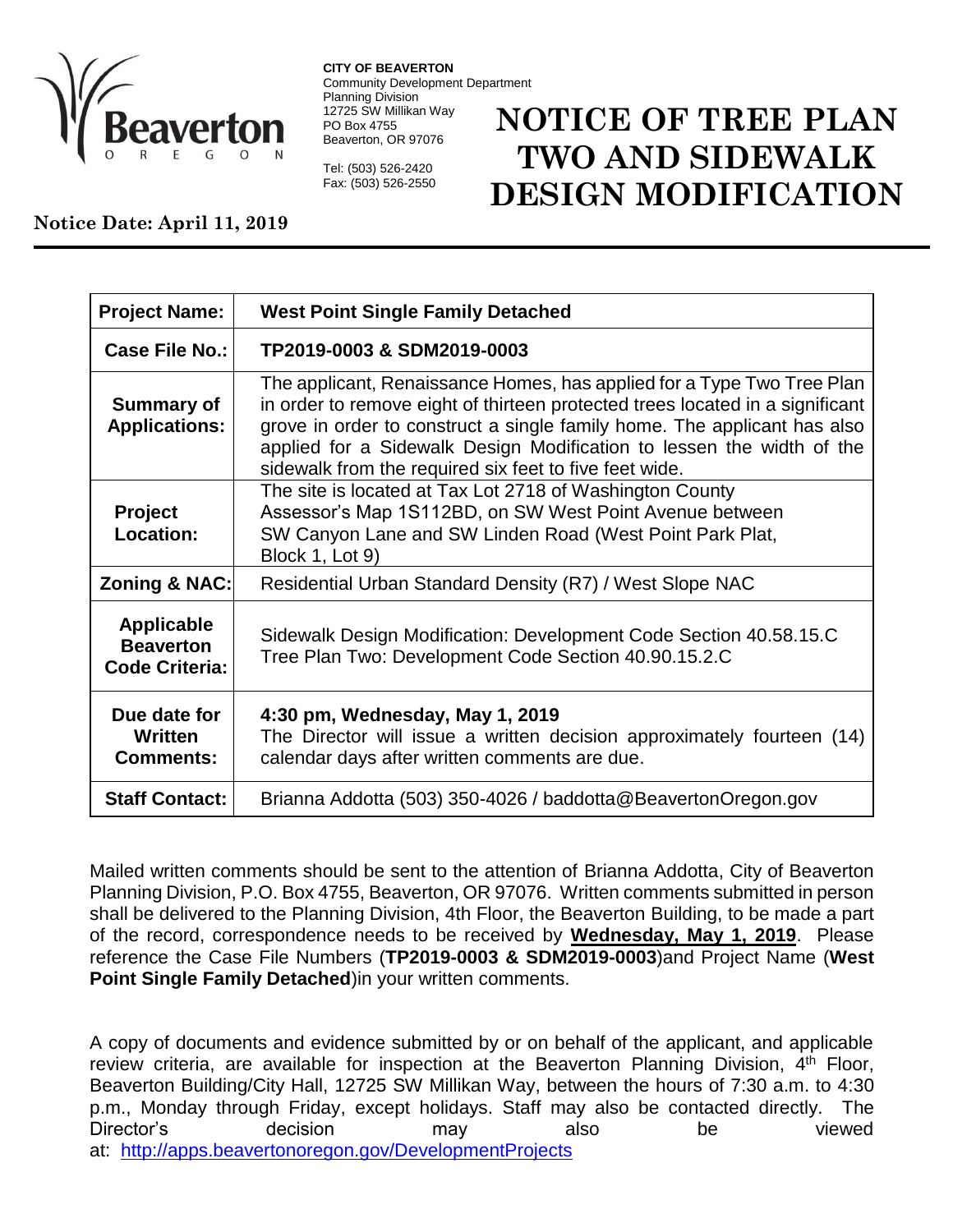**CITY OF BEAVERTON**
Community Development Department
Planning Division
12725 SW Millikan Way
PO Box 4755
Beaverton, OR 97076

Tel: (503) 526-2420
Fax: (503) 526-2550

# NOTICE OF TREE PLAN TWO AND SIDEWALK DESIGN MODIFICATION

**Notice Date: April 11, 2019**

| **Project Name:** | **West Point Single Family Detached** |
| --- | --- |
| **Case File No.:** | **TP2019-0003 & SDM2019-0003** |
| **Summary of Applications:** | The applicant, Renaissance Homes, has applied for a Type Two Tree Plan in order to remove eight of thirteen protected trees located in a significant grove in order to construct a single family home. The applicant has also applied for a Sidewalk Design Modification to lessen the width of the sidewalk from the required six feet to five feet wide. |
| **Project Location:** | The site is located at Tax Lot 2718 of Washington County Assessor's Map 1S112BD, on SW West Point Avenue between SW Canyon Lane and SW Linden Road (West Point Park Plat, Block 1, Lot 9) |
| **Zoning & NAC:** | Residential Urban Standard Density (R7) / West Slope NAC |
| **Applicable Beaverton Code Criteria:** | Sidewalk Design Modification: Development Code Section 40.58.15.C<br>Tree Plan Two: Development Code Section 40.90.15.2.C |
| **Due date for Written Comments:** | **4:30 pm, Wednesday, May 1, 2019**<br>The Director will issue a written decision approximately fourteen (14) calendar days after written comments are due. |
| **Staff Contact:** | Brianna Addotta (503) 350-4026 / baddotta@BeavertonOregon.gov |

Mailed written comments should be sent to the attention of Brianna Addotta, City of Beaverton Planning Division, P.O. Box 4755, Beaverton, OR 97076. Written comments submitted in person shall be delivered to the Planning Division, 4th Floor, the Beaverton Building, to be made a part of the record, correspondence needs to be received by **Wednesday, May 1, 2019**. Please reference the Case File Numbers (**TP2019-0003 & SDM2019-0003**)and Project Name (**West Point Single Family Detached**)in your written comments.

A copy of documents and evidence submitted by or on behalf of the applicant, and applicable review criteria, are available for inspection at the Beaverton Planning Division, 4th Floor, Beaverton Building/City Hall, 12725 SW Millikan Way, between the hours of 7:30 a.m. to 4:30 p.m., Monday through Friday, except holidays. Staff may also be contacted directly. The Director's decision may also be viewed at: [http://apps.beavertonoregon.gov/DevelopmentProjects](http://apps.beavertonoregon.gov/DevelopmentProjects)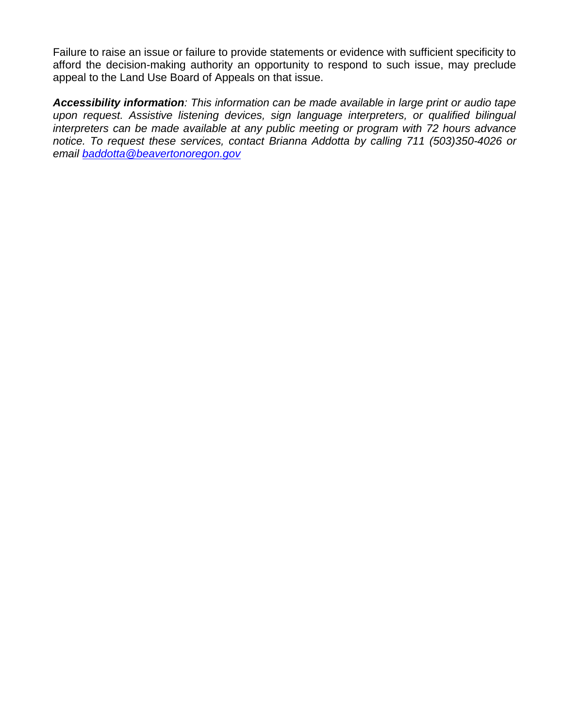Failure to raise an issue or failure to provide statements or evidence with sufficient specificity to afford the decision-making authority an opportunity to respond to such issue, may preclude appeal to the Land Use Board of Appeals on that issue.

***Accessibility information****: This information can be made available in large print or audio tape upon request. Assistive listening devices, sign language interpreters, or qualified bilingual interpreters can be made available at any public meeting or program with 72 hours advance notice. To request these services, contact Brianna Addotta by calling 711 (503)350-4026 or email [baddotta@beavertonoregon.gov](mailto:baddotta@beavertonoregon.gov)*